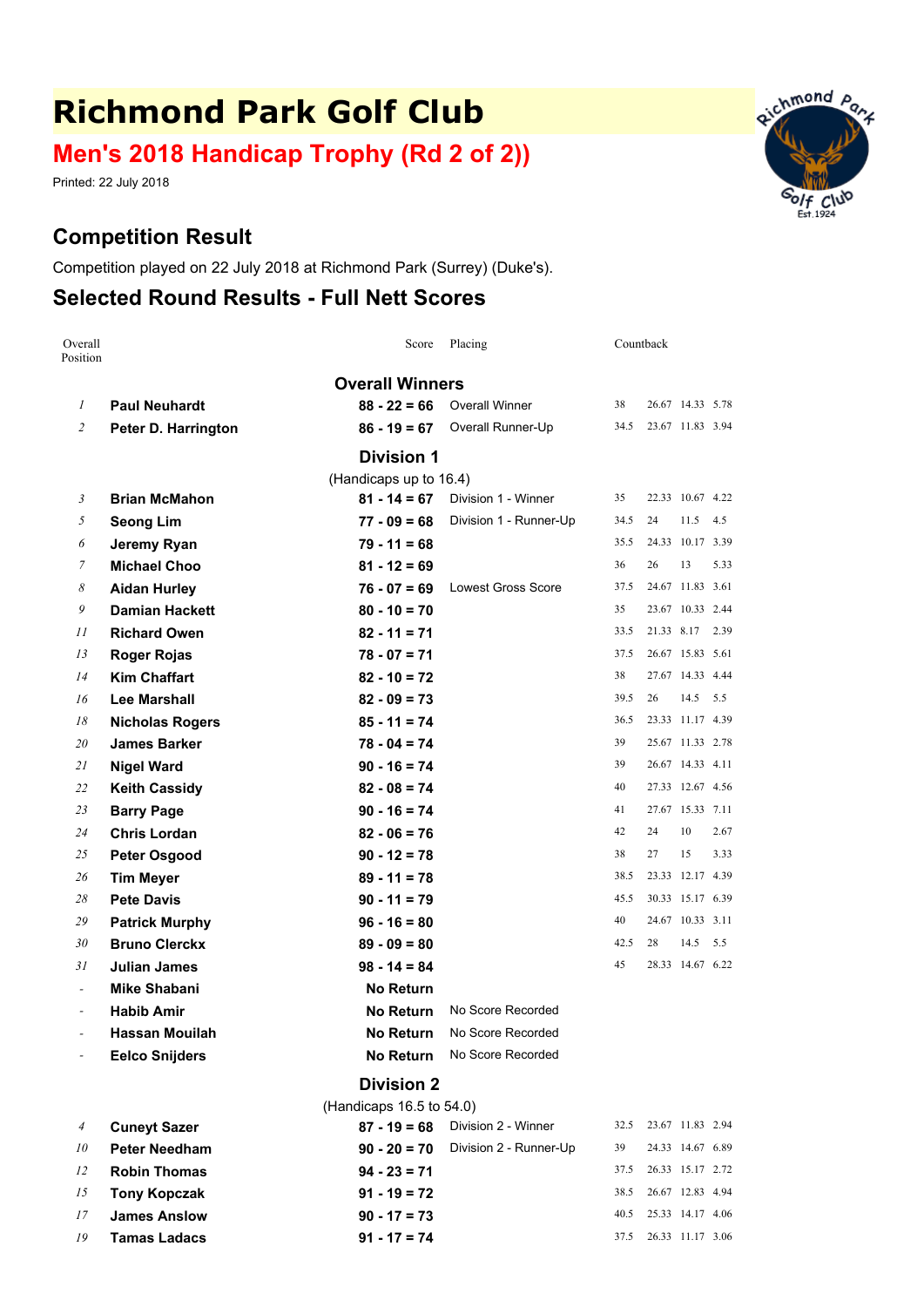# Richmond Park Golf Club

## Men's 2018 Handicap Trophy (Rd 2 of 2))

Printed: 22 July 2018

## Competition Result

Competition played on 22 July 2018 at Richmond Park (Surrey) (Duke's).

## Selected Round Results - Full Nett Scores

| Overall Position | | Score | Placing | Countback | | | |
|---|---|---|---|---|---|---|---|
| | | **Overall Winners** | | | | | |
| 1 | **Paul Neuhardt** | **88 - 22 = 66** | Overall Winner | 38 | 26.67 | 14.33 | 5.78 |
| 2 | **Peter D. Harrington** | **86 - 19 = 67** | Overall Runner-Up | 34.5 | 23.67 | 11.83 | 3.94 |
| | | **Division 1** | | | | | |
| | | (Handicaps up to 16.4) | | | | | |
| 3 | **Brian McMahon** | **81 - 14 = 67** | Division 1 - Winner | 35 | 22.33 | 10.67 | 4.22 |
| 5 | **Seong Lim** | **77 - 09 = 68** | Division 1 - Runner-Up | 34.5 | 24 | 11.5 | 4.5 |
| 6 | **Jeremy Ryan** | **79 - 11 = 68** | | 35.5 | 24.33 | 10.17 | 3.39 |
| 7 | **Michael Choo** | **81 - 12 = 69** | | 36 | 26 | 13 | 5.33 |
| 8 | **Aidan Hurley** | **76 - 07 = 69** | Lowest Gross Score | 37.5 | 24.67 | 11.83 | 3.61 |
| 9 | **Damian Hackett** | **80 - 10 = 70** | | 35 | 23.67 | 10.33 | 2.44 |
| 11 | **Richard Owen** | **82 - 11 = 71** | | 33.5 | 21.33 | 8.17 | 2.39 |
| 13 | **Roger Rojas** | **78 - 07 = 71** | | 37.5 | 26.67 | 15.83 | 5.61 |
| 14 | **Kim Chaffart** | **82 - 10 = 72** | | 38 | 27.67 | 14.33 | 4.44 |
| 16 | **Lee Marshall** | **82 - 09 = 73** | | 39.5 | 26 | 14.5 | 5.5 |
| 18 | **Nicholas Rogers** | **85 - 11 = 74** | | 36.5 | 23.33 | 11.17 | 4.39 |
| 20 | **James Barker** | **78 - 04 = 74** | | 39 | 25.67 | 11.33 | 2.78 |
| 21 | **Nigel Ward** | **90 - 16 = 74** | | 39 | 26.67 | 14.33 | 4.11 |
| 22 | **Keith Cassidy** | **82 - 08 = 74** | | 40 | 27.33 | 12.67 | 4.56 |
| 23 | **Barry Page** | **90 - 16 = 74** | | 41 | 27.67 | 15.33 | 7.11 |
| 24 | **Chris Lordan** | **82 - 06 = 76** | | 42 | 24 | 10 | 2.67 |
| 25 | **Peter Osgood** | **90 - 12 = 78** | | 38 | 27 | 15 | 3.33 |
| 26 | **Tim Meyer** | **89 - 11 = 78** | | 38.5 | 23.33 | 12.17 | 4.39 |
| 28 | **Pete Davis** | **90 - 11 = 79** | | 45.5 | 30.33 | 15.17 | 6.39 |
| 29 | **Patrick Murphy** | **96 - 16 = 80** | | 40 | 24.67 | 10.33 | 3.11 |
| 30 | **Bruno Clerckx** | **89 - 09 = 80** | | 42.5 | 28 | 14.5 | 5.5 |
| 31 | **Julian James** | **98 - 14 = 84** | | 45 | 28.33 | 14.67 | 6.22 |
| - | **Mike Shabani** | **No Return** | | | | | |
| - | **Habib Amir** | **No Return** | No Score Recorded | | | | |
| - | **Hassan Mouilah** | **No Return** | No Score Recorded | | | | |
| - | **Eelco Snijders** | **No Return** | No Score Recorded | | | | |
| | | **Division 2** | | | | | |
| | | (Handicaps 16.5 to 54.0) | | | | | |
| 4 | **Cuneyt Sazer** | **87 - 19 = 68** | Division 2 - Winner | 32.5 | 23.67 | 11.83 | 2.94 |
| 10 | **Peter Needham** | **90 - 20 = 70** | Division 2 - Runner-Up | 39 | 24.33 | 14.67 | 6.89 |
| 12 | **Robin Thomas** | **94 - 23 = 71** | | 37.5 | 26.33 | 15.17 | 2.72 |
| 15 | **Tony Kopczak** | **91 - 19 = 72** | | 38.5 | 26.67 | 12.83 | 4.94 |
| 17 | **James Anslow** | **90 - 17 = 73** | | 40.5 | 25.33 | 14.17 | 4.06 |
| 19 | **Tamas Ladacs** | **91 - 17 = 74** | | 37.5 | 26.33 | 11.17 | 3.06 |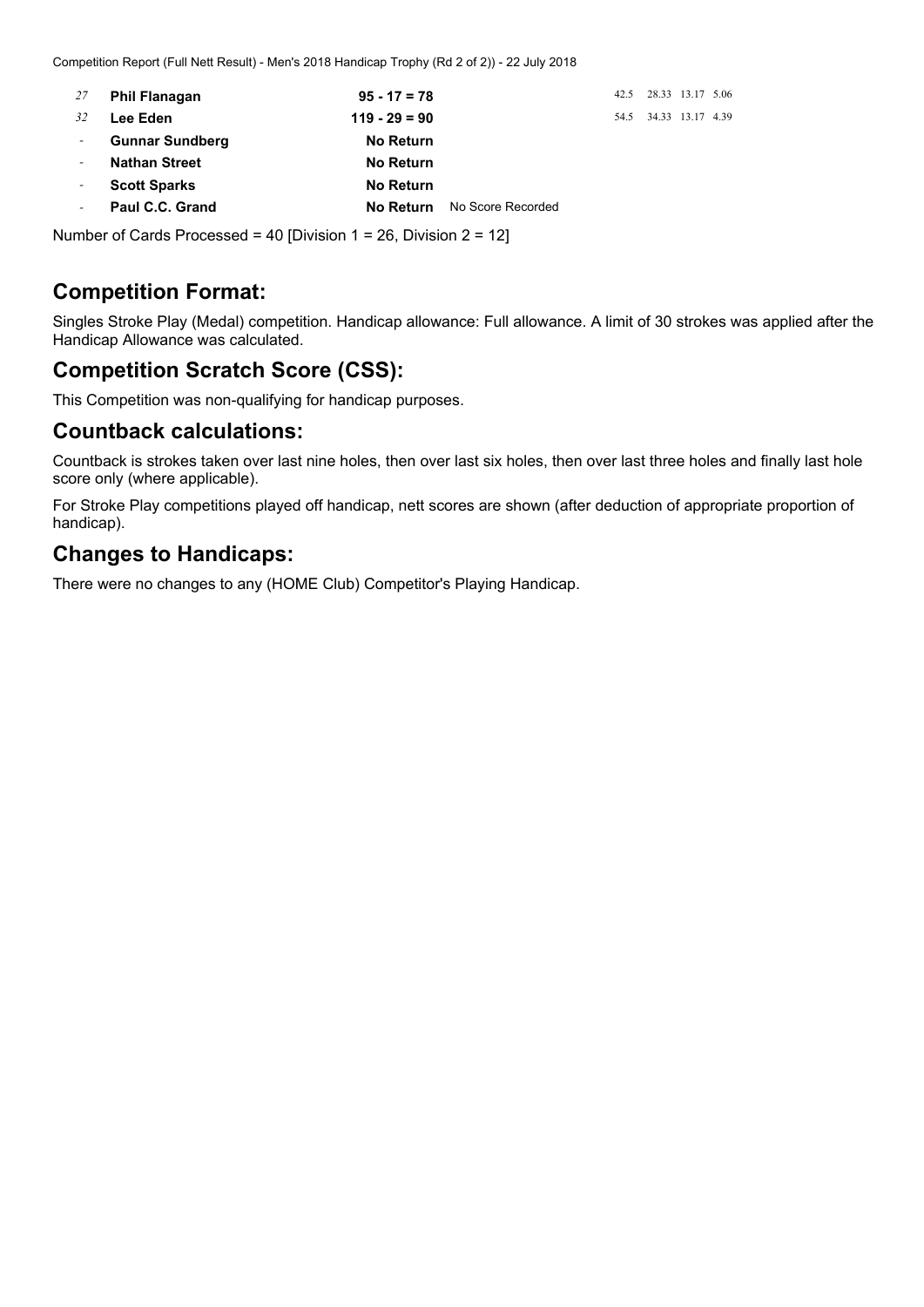| | | | | | | | |
|---|---|---|---|---|---|---|---|
| 27 | **Phil Flanagan** | **95 - 17 = 78** | | 42.5 | 28.33 | 13.17 | 5.06 |
| 32 | **Lee Eden** | **119 - 29 = 90** | | 54.5 | 34.33 | 13.17 | 4.39 |
| - | **Gunnar Sundberg** | **No Return** | | | | | |
| - | **Nathan Street** | **No Return** | | | | | |
| - | **Scott Sparks** | **No Return** | | | | | |
| - | **Paul C.C. Grand** | **No Return** | No Score Recorded | | | | |

Number of Cards Processed = 40 [Division 1 = 26, Division 2 = 12]

## Competition Format:

Singles Stroke Play (Medal) competition. Handicap allowance: Full allowance. A limit of 30 strokes was applied after the Handicap Allowance was calculated.

## Competition Scratch Score (CSS):

This Competition was non-qualifying for handicap purposes.

## Countback calculations:

Countback is strokes taken over last nine holes, then over last six holes, then over last three holes and finally last hole score only (where applicable).

For Stroke Play competitions played off handicap, nett scores are shown (after deduction of appropriate proportion of handicap).

## Changes to Handicaps:

There were no changes to any (HOME Club) Competitor's Playing Handicap.